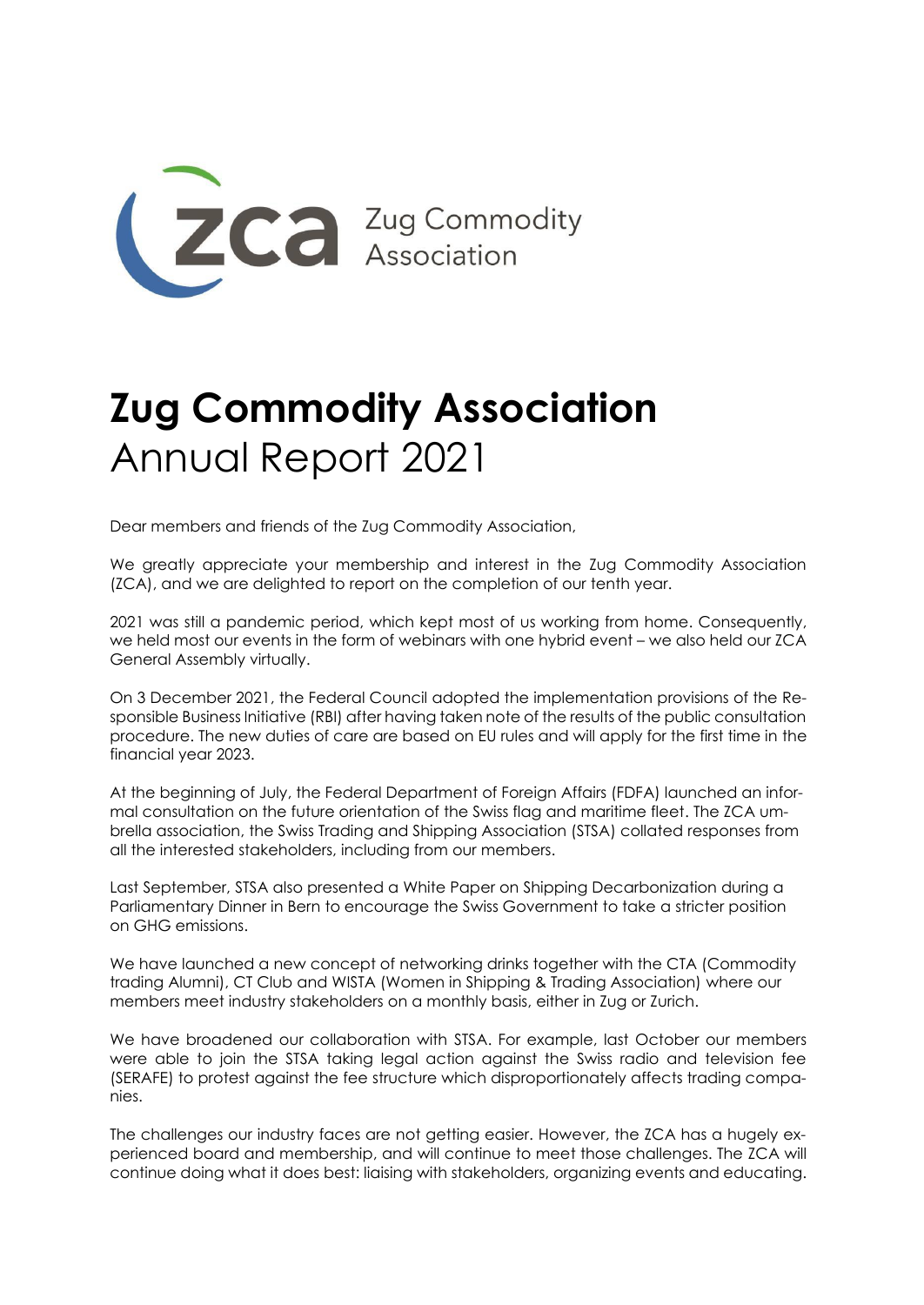# Zug Commodity Association Annual Report 2021

Dear members and friends of the Zug Commodity Association,

We greatly appreciate your membership and interest in the Zug Commodity Association (ZCA), and we are delighted to report on the completion of our tenth year.

2021 was still a pandemic period, which kept most of us working from home. Consequently, we held most our events in the form of webinars with one hybrid event – we also held our ZCA General Assembly virtually.

On 3 December 2021, the Federal Council adopted the implementation provisions of the Responsible Business Initiative (RBI) after having taken note of the results of the public consultation procedure. The new duties of care are based on EU rules and will apply for the first time in the financial year 2023.

At the beginning of July, the Federal Department of Foreign Affairs (FDFA) launched an informal consultation on the future orientation of the Swiss flag and maritime fleet. The ZCA umbrella association, the Swiss Trading and Shipping Association (STSA) collated responses from all the interested stakeholders, including from our members.

Last September, STSA also presented a White Paper on Shipping Decarbonization during a Parliamentary Dinner in Bern to encourage the Swiss Government to take a stricter position on GHG emissions.

We have launched a new concept of networking drinks together with the CTA (Commodity trading Alumni), CT Club and WISTA (Women in Shipping & Trading Association) where our members meet industry stakeholders on a monthly basis, either in Zug or Zurich.

We have broadened our collaboration with STSA. For example, last October our members were able to join the STSA taking legal action against the Swiss radio and television fee (SERAFE) to protest against the fee structure which disproportionately affects trading companies.

The challenges our industry faces are not getting easier. However, the ZCA has a hugely experienced board and membership, and will continue to meet those challenges. The ZCA will continue doing what it does best: liaising with stakeholders, organizing events and educating.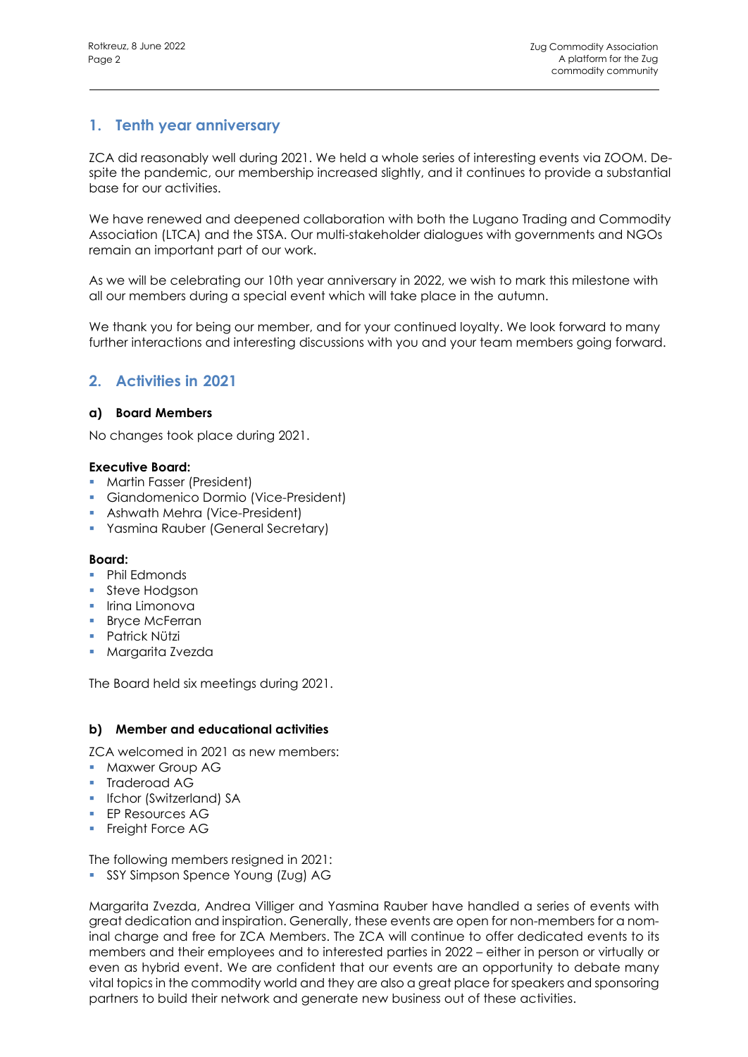## 1. Tenth year anniversary

ZCA did reasonably well during 2021. We held a whole series of interesting events via ZOOM. Despite the pandemic, our membership increased slightly, and it continues to provide a substantial base for our activities.

We have renewed and deepened collaboration with both the Lugano Trading and Commodity Association (LTCA) and the STSA. Our multi-stakeholder dialogues with governments and NGOs remain an important part of our work.

As we will be celebrating our 10th year anniversary in 2022, we wish to mark this milestone with all our members during a special event which will take place in the autumn.

We thank you for being our member, and for your continued loyalty. We look forward to many further interactions and interesting discussions with you and your team members going forward.

## 2. Activities in 2021

### a) Board Members

No changes took place during 2021.

**Executive Board:**

- Martin Fasser (President)
- Giandomenico Dormio (Vice-President)
- Ashwath Mehra (Vice-President)
- Yasmina Rauber (General Secretary)

**Board:**

- Phil Edmonds
- Steve Hodgson
- Irina Limonova
- Bryce McFerran
- Patrick Nützi
- Margarita Zvezda

The Board held six meetings during 2021.

### b) Member and educational activities

ZCA welcomed in 2021 as new members:

- Maxwer Group AG
- Traderoad AG
- Ifchor (Switzerland) SA
- EP Resources AG
- Freight Force AG

The following members resigned in 2021:

- SSY Simpson Spence Young (Zug) AG

Margarita Zvezda, Andrea Villiger and Yasmina Rauber have handled a series of events with great dedication and inspiration. Generally, these events are open for non-members for a nominal charge and free for ZCA Members. The ZCA will continue to offer dedicated events to its members and their employees and to interested parties in 2022 – either in person or virtually or even as hybrid event. We are confident that our events are an opportunity to debate many vital topics in the commodity world and they are also a great place for speakers and sponsoring partners to build their network and generate new business out of these activities.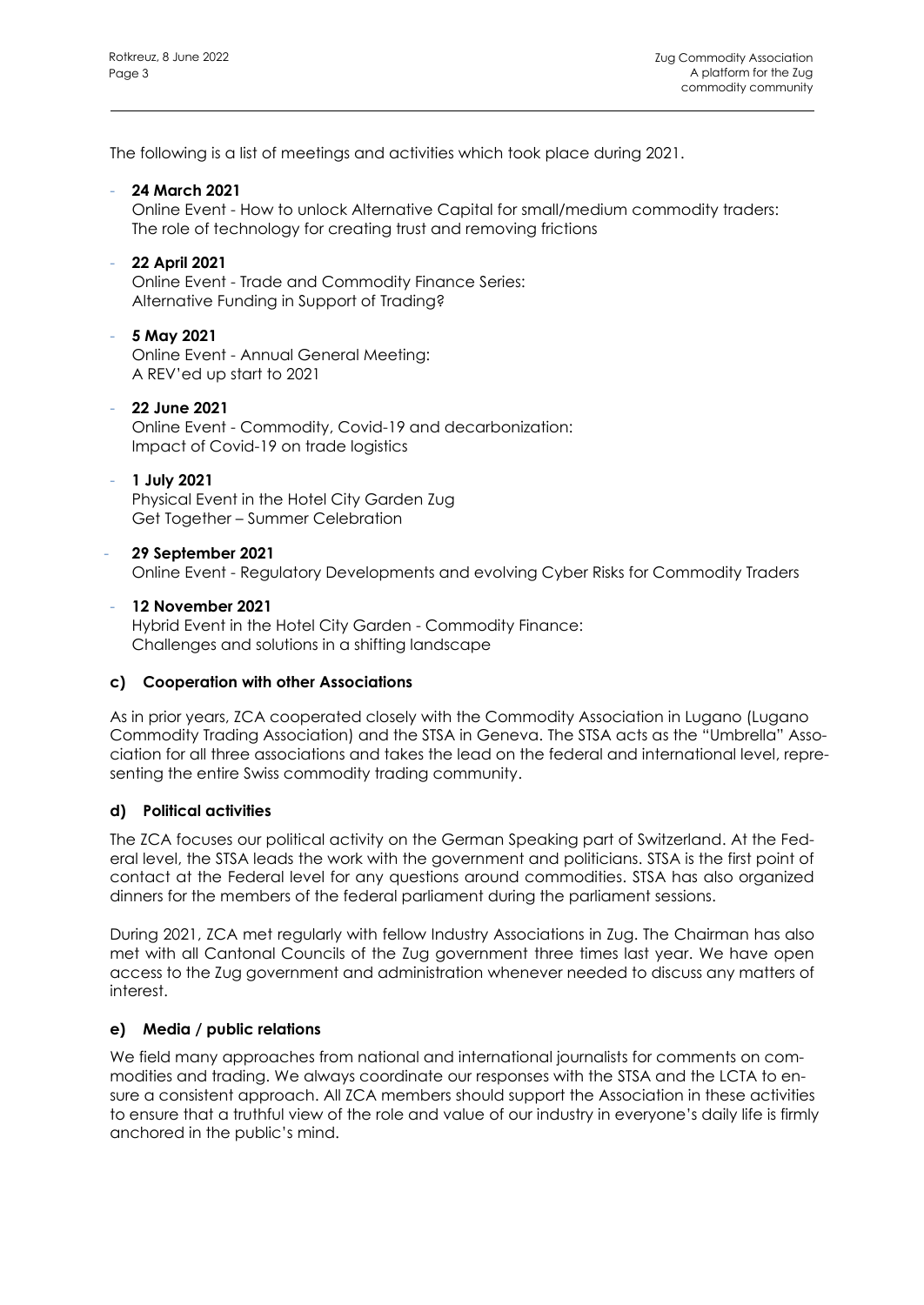The following is a list of meetings and activities which took place during 2021.

- **24 March 2021**
  Online Event - How to unlock Alternative Capital for small/medium commodity traders: The role of technology for creating trust and removing frictions
- **22 April 2021**
  Online Event - Trade and Commodity Finance Series: Alternative Funding in Support of Trading?
- **5 May 2021**
  Online Event - Annual General Meeting: A REV'ed up start to 2021
- **22 June 2021**
  Online Event - Commodity, Covid-19 and decarbonization: Impact of Covid-19 on trade logistics
- **1 July 2021**
  Physical Event in the Hotel City Garden Zug
  Get Together – Summer Celebration
- **29 September 2021**
  Online Event - Regulatory Developments and evolving Cyber Risks for Commodity Traders
- **12 November 2021**
  Hybrid Event in the Hotel City Garden - Commodity Finance: Challenges and solutions in a shifting landscape

### c) Cooperation with other Associations

As in prior years, ZCA cooperated closely with the Commodity Association in Lugano (Lugano Commodity Trading Association) and the STSA in Geneva. The STSA acts as the "Umbrella" Association for all three associations and takes the lead on the federal and international level, representing the entire Swiss commodity trading community.

### d) Political activities

The ZCA focuses our political activity on the German Speaking part of Switzerland. At the Federal level, the STSA leads the work with the government and politicians. STSA is the first point of contact at the Federal level for any questions around commodities. STSA has also organized dinners for the members of the federal parliament during the parliament sessions.

During 2021, ZCA met regularly with fellow Industry Associations in Zug. The Chairman has also met with all Cantonal Councils of the Zug government three times last year. We have open access to the Zug government and administration whenever needed to discuss any matters of interest.

### e) Media / public relations

We field many approaches from national and international journalists for comments on commodities and trading. We always coordinate our responses with the STSA and the LCTA to ensure a consistent approach. All ZCA members should support the Association in these activities to ensure that a truthful view of the role and value of our industry in everyone's daily life is firmly anchored in the public's mind.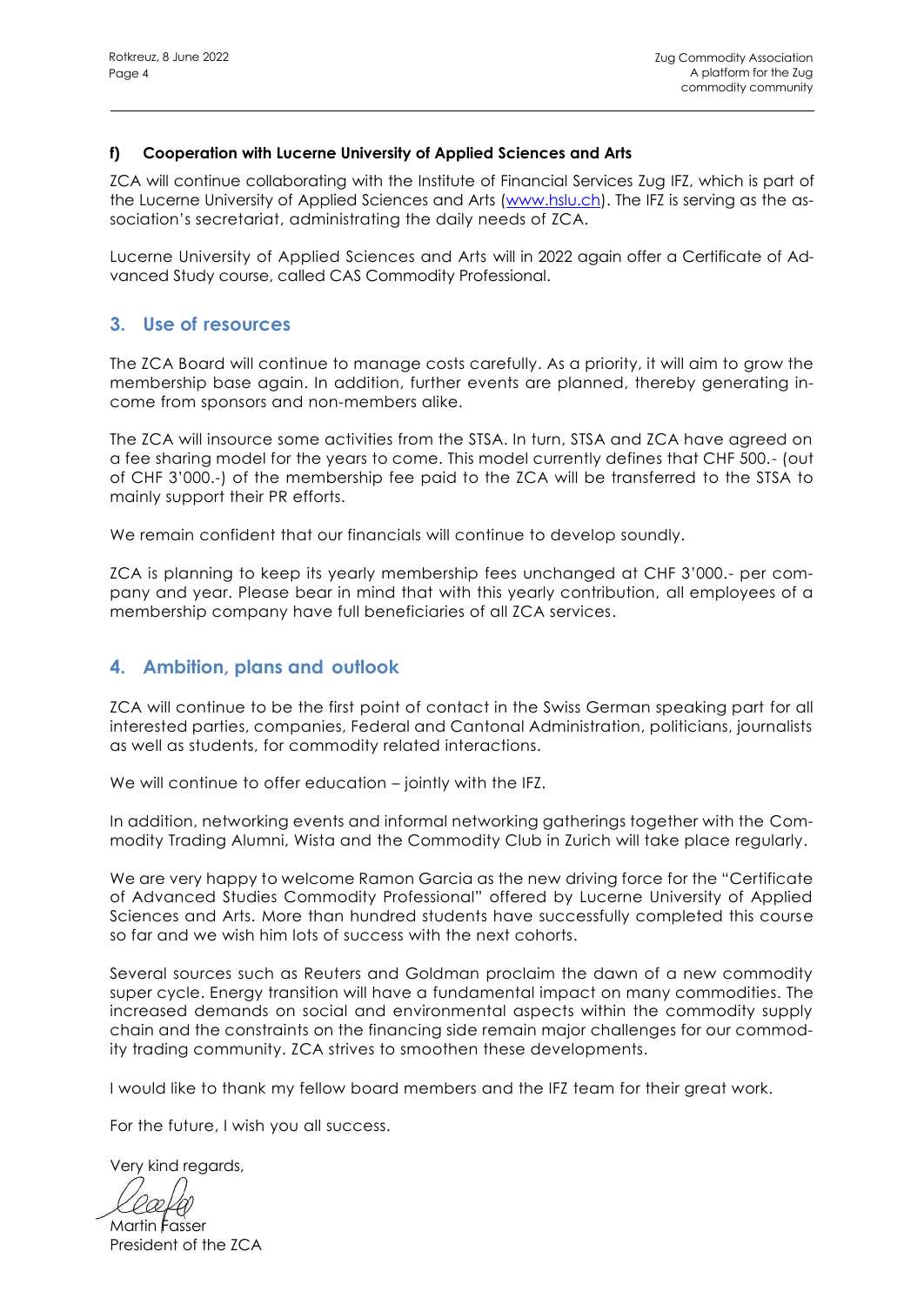#### f) Cooperation with Lucerne University of Applied Sciences and Arts

ZCA will continue collaborating with the Institute of Financial Services Zug IFZ, which is part of the Lucerne University of Applied Sciences and Arts (www.hslu.ch). The IFZ is serving as the association's secretariat, administrating the daily needs of ZCA.

Lucerne University of Applied Sciences and Arts will in 2022 again offer a Certificate of Advanced Study course, called CAS Commodity Professional.

## 3. Use of resources

The ZCA Board will continue to manage costs carefully. As a priority, it will aim to grow the membership base again. In addition, further events are planned, thereby generating income from sponsors and non-members alike.

The ZCA will insource some activities from the STSA. In turn, STSA and ZCA have agreed on a fee sharing model for the years to come. This model currently defines that CHF 500.- (out of CHF 3'000.-) of the membership fee paid to the ZCA will be transferred to the STSA to mainly support their PR efforts.

We remain confident that our financials will continue to develop soundly.

ZCA is planning to keep its yearly membership fees unchanged at CHF 3'000.- per company and year. Please bear in mind that with this yearly contribution, all employees of a membership company have full beneficiaries of all ZCA services.

## 4. Ambition, plans and outlook

ZCA will continue to be the first point of contact in the Swiss German speaking part for all interested parties, companies, Federal and Cantonal Administration, politicians, journalists as well as students, for commodity related interactions.

We will continue to offer education – jointly with the IFZ.

In addition, networking events and informal networking gatherings together with the Commodity Trading Alumni, Wista and the Commodity Club in Zurich will take place regularly.

We are very happy to welcome Ramon Garcia as the new driving force for the "Certificate of Advanced Studies Commodity Professional" offered by Lucerne University of Applied Sciences and Arts. More than hundred students have successfully completed this course so far and we wish him lots of success with the next cohorts.

Several sources such as Reuters and Goldman proclaim the dawn of a new commodity super cycle. Energy transition will have a fundamental impact on many commodities. The increased demands on social and environmental aspects within the commodity supply chain and the constraints on the financing side remain major challenges for our commodity trading community. ZCA strives to smoothen these developments.

I would like to thank my fellow board members and the IFZ team for their great work.

For the future, I wish you all success.

Very kind regards,

Martin Fasser
President of the ZCA